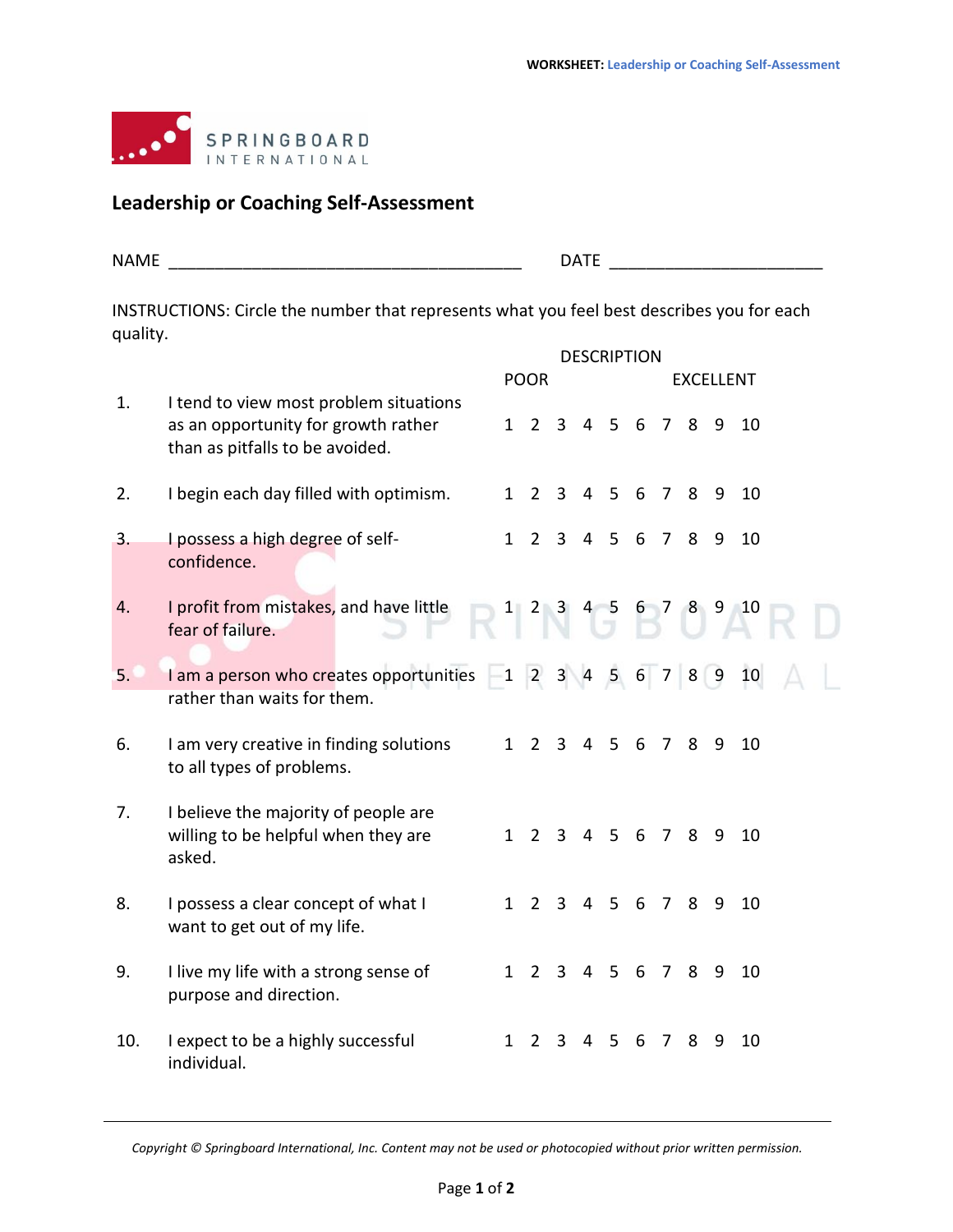SPRINGBOARD INTERNATIONAL

## Leadership or Coaching Self-Assessment

NAME ______________________________________ DATE ______________________

INSTRUCTIONS: Circle the number that represents what you feel best describes you for each quality.

| | | DESCRIPTION | | | | | | | | | |
|---|---|---|---|---|---|---|---|---|---|---|---|
| | | POOR | | | | | | EXCELLENT | | | |
| 1. | I tend to view most problem situations as an opportunity for growth rather than as pitfalls to be avoided. | 1 | 2 | 3 | 4 | 5 | 6 | 7 | 8 | 9 | 10 |
| 2. | I begin each day filled with optimism. | 1 | 2 | 3 | 4 | 5 | 6 | 7 | 8 | 9 | 10 |
| 3. | I possess a high degree of self-confidence. | 1 | 2 | 3 | 4 | 5 | 6 | 7 | 8 | 9 | 10 |
| 4. | I profit from mistakes, and have little fear of failure. | 1 | 2 | 3 | 4 | 5 | 6 | 7 | 8 | 9 | 10 |
| 5. | I am a person who creates opportunities rather than waits for them. | 1 | 2 | 3 | 4 | 5 | 6 | 7 | 8 | 9 | 10 |
| 6. | I am very creative in finding solutions to all types of problems. | 1 | 2 | 3 | 4 | 5 | 6 | 7 | 8 | 9 | 10 |
| 7. | I believe the majority of people are willing to be helpful when they are asked. | 1 | 2 | 3 | 4 | 5 | 6 | 7 | 8 | 9 | 10 |
| 8. | I possess a clear concept of what I want to get out of my life. | 1 | 2 | 3 | 4 | 5 | 6 | 7 | 8 | 9 | 10 |
| 9. | I live my life with a strong sense of purpose and direction. | 1 | 2 | 3 | 4 | 5 | 6 | 7 | 8 | 9 | 10 |
| 10. | I expect to be a highly successful individual. | 1 | 2 | 3 | 4 | 5 | 6 | 7 | 8 | 9 | 10 |

*Copyright © Springboard International, Inc. Content may not be used or photocopied without prior written permission.*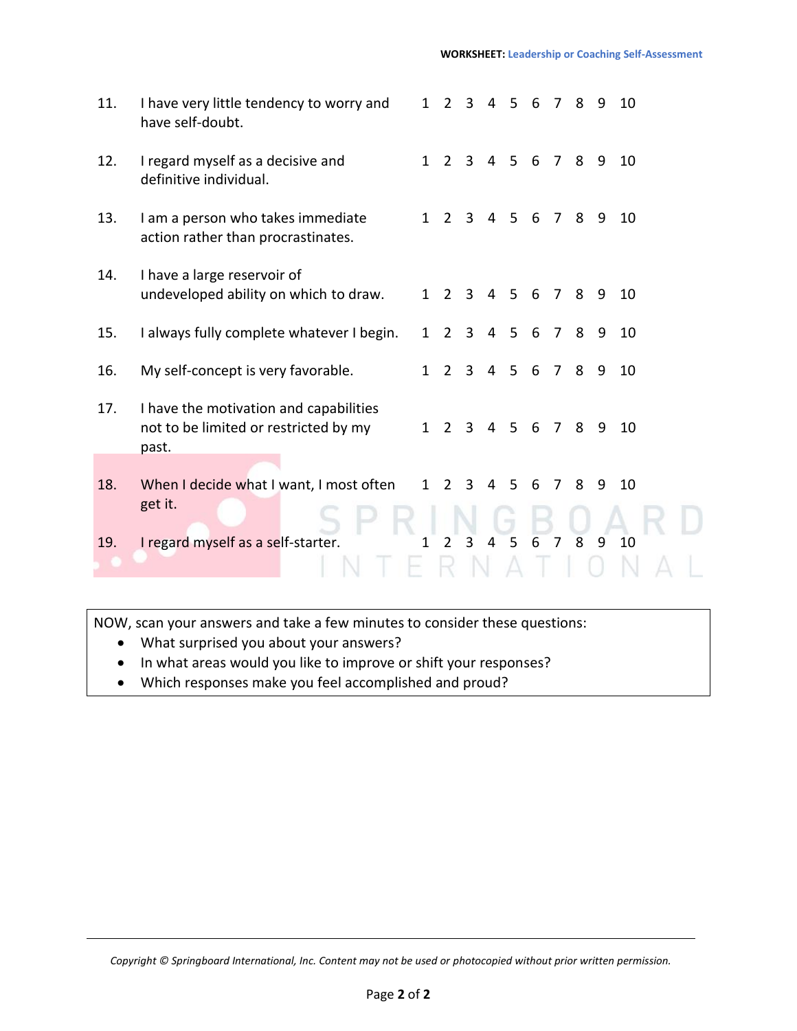| | | |
|---|---|---|
| 11. | I have very little tendency to worry and have self-doubt. | 1 2 3 4 5 6 7 8 9 10 |
| 12. | I regard myself as a decisive and definitive individual. | 1 2 3 4 5 6 7 8 9 10 |
| 13. | I am a person who takes immediate action rather than procrastinates. | 1 2 3 4 5 6 7 8 9 10 |
| 14. | I have a large reservoir of undeveloped ability on which to draw. | 1 2 3 4 5 6 7 8 9 10 |
| 15. | I always fully complete whatever I begin. | 1 2 3 4 5 6 7 8 9 10 |
| 16. | My self-concept is very favorable. | 1 2 3 4 5 6 7 8 9 10 |
| 17. | I have the motivation and capabilities not to be limited or restricted by my past. | 1 2 3 4 5 6 7 8 9 10 |
| 18. | When I decide what I want, I most often get it. | 1 2 3 4 5 6 7 8 9 10 |
| 19. | I regard myself as a self-starter. | 1 2 3 4 5 6 7 8 9 10 |

NOW, scan your answers and take a few minutes to consider these questions:

- What surprised you about your answers?
- In what areas would you like to improve or shift your responses?
- Which responses make you feel accomplished and proud?

*Copyright © Springboard International, Inc. Content may not be used or photocopied without prior written permission.*